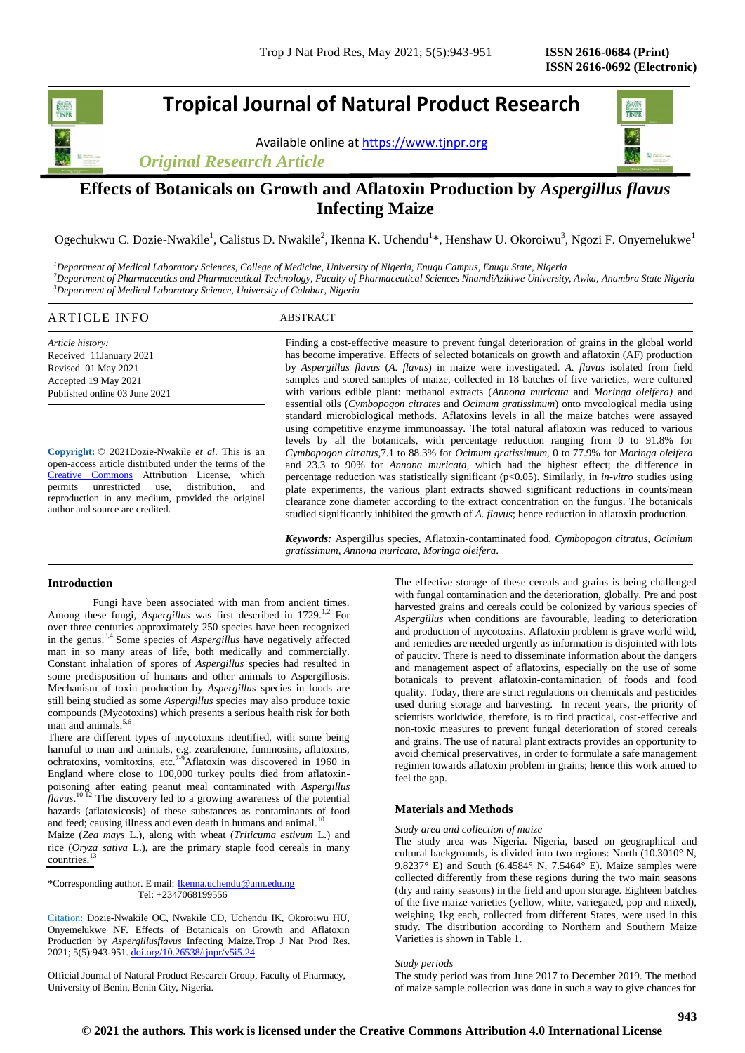# Effects of Botanicals on Growth and Aflatoxin Production by *Aspergillus flavus* Infecting Maize

Ogechukwu C. Dozie-Nwakile[1], Calistus D. Nwakile[2], Ikenna K. Uchendu[1]*, Henshaw U. Okoroiwu[3], Ngozi F. Onyemelukwe[1]

*[1]Department of Medical Laboratory Sciences, College of Medicine, University of Nigeria, Enugu Campus, Enugu State, Nigeria*
*[2]Department of Pharmaceutics and Pharmaceutical Technology, Faculty of Pharmaceutical Sciences NnamdiAzikiwe University, Awka, Anambra State Nigeria*
*[3]Department of Medical Laboratory Science, University of Calabar, Nigeria*

## ARTICLE INFO

*Article history:*
Received 11January 2021
Revised 01 May 2021
Accepted 19 May 2021
Published online 03 June 2021

**Copyright:** © 2021Dozie-Nwakile *et al*. This is an open-access article distributed under the terms of the Creative Commons Attribution License, which permits unrestricted use, distribution, and reproduction in any medium, provided the original author and source are credited.

## ABSTRACT

Finding a cost-effective measure to prevent fungal deterioration of grains in the global world has become imperative. Effects of selected botanicals on growth and aflatoxin (AF) production by *Aspergillus flavus* (*A. flavus*) in maize were investigated. *A. flavus* isolated from field samples and stored samples of maize, collected in 18 batches of five varieties, were cultured with various edible plant: methanol extracts (*Annona muricata* and *Moringa oleifera)* and essential oils (*Cymbopogon citrates* and *Ocimum gratissimum*) onto mycological media using standard microbiological methods. Aflatoxins levels in all the maize batches were assayed using competitive enzyme immunoassay. The total natural aflatoxin was reduced to various levels by all the botanicals, with percentage reduction ranging from 0 to 91.8% for *Cymbopogon citratus*,7.1 to 88.3% for *Ocimum gratissimum,* 0 to 77.9% for *Moringa oleifera* and 23.3 to 90% for *Annona muricata,* which had the highest effect; the difference in percentage reduction was statistically significant ($p<0.05$). Similarly, in *in-vitro* studies using plate experiments, the various plant extracts showed significant reductions in counts/mean clearance zone diameter according to the extract concentration on the fungus. The botanicals studied significantly inhibited the growth of *A. flavus*; hence reduction in aflatoxin production.

***Keywords:*** Aspergillus species, Aflatoxin-contaminated food, *Cymbopogon citratus, Ocimium gratissimum, Annona muricata, Moringa oleifera.*

## Introduction

Fungi have been associated with man from ancient times. Among these fungi, *Aspergillus* was first described in 1729.[1,2] For over three centuries approximately 250 species have been recognized in the genus.[3,4] Some species of *Aspergillus* have negatively affected man in so many areas of life, both medically and commercially. Constant inhalation of spores of *Aspergillus* species had resulted in some predisposition of humans and other animals to Aspergillosis. Mechanism of toxin production by *Aspergillus* species in foods are still being studied as some *Aspergillus* species may also produce toxic compounds (Mycotoxins) which presents a serious health risk for both man and animals.[5,6]

There are different types of mycotoxins identified, with some being harmful to man and animals, e.g. zearalenone, fuminosins, aflatoxins, ochratoxins, vomitoxins, etc.[7-9]Aflatoxin was discovered in 1960 in England where close to 100,000 turkey poults died from aflatoxin-poisoning after eating peanut meal contaminated with *Aspergillus flavus*.[10-12] The discovery led to a growing awareness of the potential hazards (aflatoxicosis) of these substances as contaminants of food and feed; causing illness and even death in humans and animal.[10]

Maize (*Zea mays* L.), along with wheat (*Triticuma estivum* L.) and rice (*Oryza sativa* L.), are the primary staple food cereals in many countries.[13]

The effective storage of these cereals and grains is being challenged with fungal contamination and the deterioration, globally. Pre and post harvested grains and cereals could be colonized by various species of *Aspergillus* when conditions are favourable, leading to deterioration and production of mycotoxins. Aflatoxin problem is grave world wild, and remedies are needed urgently as information is disjointed with lots of paucity. There is need to disseminate information about the dangers and management aspect of aflatoxins, especially on the use of some botanicals to prevent aflatoxin-contamination of foods and food quality. Today, there are strict regulations on chemicals and pesticides used during storage and harvesting. In recent years, the priority of scientists worldwide, therefore, is to find practical, cost-effective and non-toxic measures to prevent fungal deterioration of stored cereals and grains. The use of natural plant extracts provides an opportunity to avoid chemical preservatives, in order to formulate a safe management regimen towards aflatoxin problem in grains; hence this work aimed to feel the gap.

## Materials and Methods

*Study area and collection of maize*

The study area was Nigeria. Nigeria, based on geographical and cultural backgrounds, is divided into two regions: North (10.3010° N, 9.8237° E) and South (6.4584° N, 7.5464° E). Maize samples were collected differently from these regions during the two main seasons (dry and rainy seasons) in the field and upon storage. Eighteen batches of the five maize varieties (yellow, white, variegated, pop and mixed), weighing 1kg each, collected from different States, were used in this study. The distribution according to Northern and Southern Maize Varieties is shown in Table 1.

*Study periods*

The study period was from June 2017 to December 2019. The method of maize sample collection was done in such a way to give chances for

*Corresponding author. E mail: Ikenna.uchendu@unn.edu.ng
Tel: +2347068199556

Citation: Dozie-Nwakile OC, Nwakile CD, Uchendu IK, Okoroiwu HU, Onyemelukwe NF. Effects of Botanicals on Growth and Aflatoxin Production by *Aspergillusflavus* Infecting Maize.Trop J Nat Prod Res. 2021; 5(5):943-951. doi.org/10.26538/tjnpr/v5i5.24

Official Journal of Natural Product Research Group, Faculty of Pharmacy, University of Benin, Benin City, Nigeria.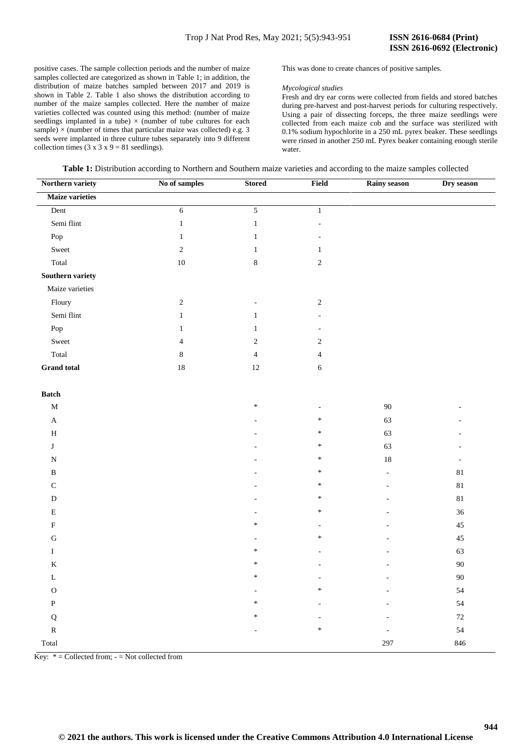positive cases. The sample collection periods and the number of maize samples collected are categorized as shown in Table 1; in addition, the distribution of maize batches sampled between 2017 and 2019 is shown in Table 2. Table 1 also shows the distribution according to number of the maize samples collected. Here the number of maize varieties collected was counted using this method: (number of maize seedlings implanted in a tube) × (number of tube cultures for each sample) × (number of times that particular maize was collected) e.g. 3 seeds were implanted in three culture tubes separately into 9 different collection times (3 x 3 x 9 = 81 seedlings).

This was done to create chances of positive samples.

*Mycological studies*

Fresh and dry ear corns were collected from fields and stored batches during pre-harvest and post-harvest periods for culturing respectively. Using a pair of dissecting forceps, the three maize seedlings were collected from each maize cob and the surface was sterilized with 0.1% sodium hypochlorite in a 250 mL pyrex beaker. These seedlings were rinsed in another 250 mL Pyrex beaker containing enough sterile water.

**Table 1:** Distribution according to Northern and Southern maize varieties and according to the maize samples collected

| Northern variety | No of samples | Stored | Field | Rainy season | Dry season |
|---|---|---|---|---|---|
| **Maize varieties** | | | | | |
| Dent | 6 | 5 | 1 | | |
| Semi flint | 1 | 1 | - | | |
| Pop | 1 | 1 | - | | |
| Sweet | 2 | 1 | 1 | | |
| Total | 10 | 8 | 2 | | |
| **Southern variety** | | | | | |
| Maize varieties | | | | | |
| Floury | 2 | - | 2 | | |
| Semi flint | 1 | 1 | - | | |
| Pop | 1 | 1 | - | | |
| Sweet | 4 | 2 | 2 | | |
| Total | 8 | 4 | 4 | | |
| **Grand total** | 18 | 12 | 6 | | |
| **Batch** | | | | | |
| M | | * | - | 90 | - |
| A | | - | * | 63 | - |
| H | | - | * | 63 | - |
| J | | - | * | 63 | - |
| N | | - | * | 18 | - |
| B | | - | * | - | 81 |
| C | | - | * | - | 81 |
| D | | - | * | - | 81 |
| E | | - | * | - | 36 |
| F | | * | - | - | 45 |
| G | | - | * | - | 45 |
| I | | * | - | - | 63 |
| K | | * | - | - | 90 |
| L | | * | - | - | 90 |
| O | | - | * | - | 54 |
| P | | * | - | - | 54 |
| Q | | * | - | - | 72 |
| R | | - | * | - | 54 |
| Total | | | | 297 | 846 |

Key: * = Collected from; - = Not collected from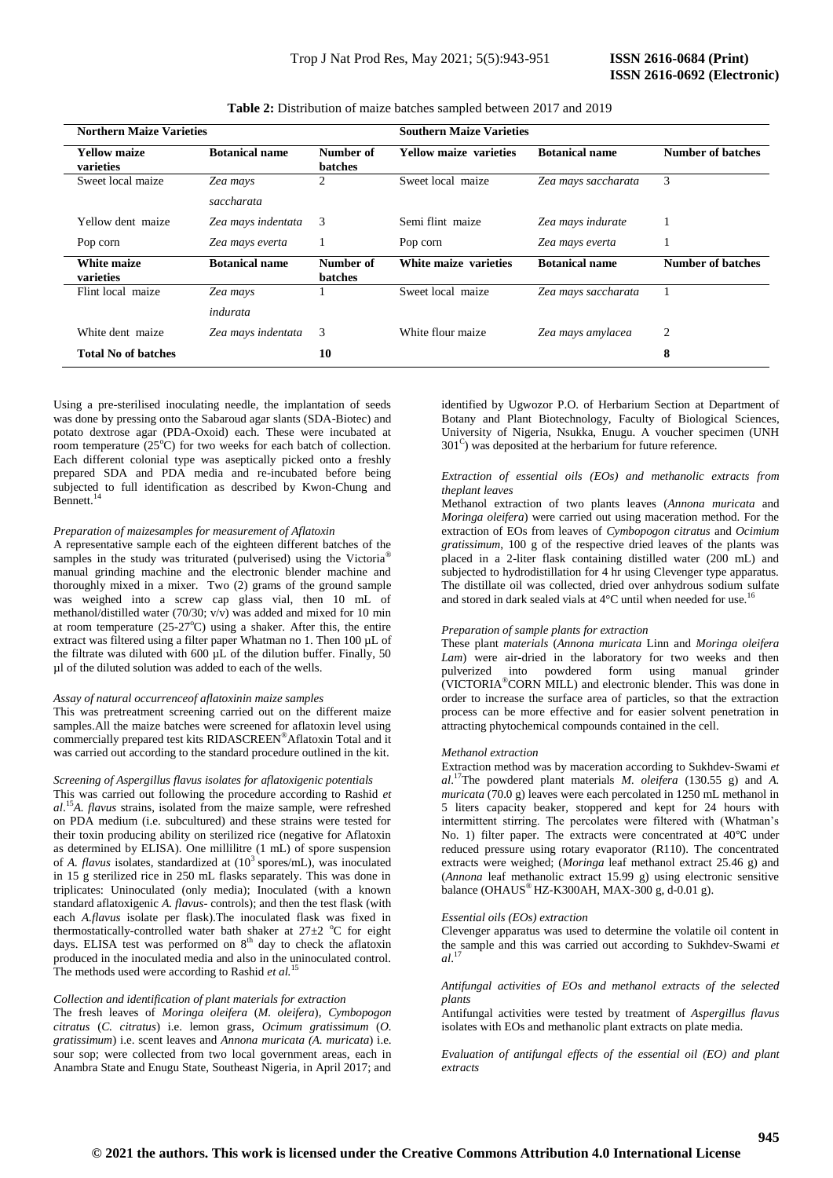**Table 2:** Distribution of maize batches sampled between 2017 and 2019

| Northern Maize Varieties | | | Southern Maize Varieties | | |
|---|---|---|---|---|---|
| **Yellow maize varieties** | **Botanical name** | **Number of batches** | **Yellow maize varieties** | **Botanical name** | **Number of batches** |
| Sweet local maize | *Zea mays saccharata* | 2 | Sweet local maize | *Zea mays saccharata* | 3 |
| Yellow dent maize | *Zea mays indentata* | 3 | Semi flint maize | *Zea mays indurate* | 1 |
| Pop corn | *Zea mays everta* | 1 | Pop corn | *Zea mays everta* | 1 |
| **White maize varieties** | **Botanical name** | **Number of batches** | **White maize varieties** | **Botanical name** | **Number of batches** |
| Flint local maize | *Zea mays indurata* | 1 | Sweet local maize | *Zea mays saccharata* | 1 |
| White dent maize | *Zea mays indentata* | 3 | White flour maize | *Zea mays amylacea* | 2 |
| **Total No of batches** | | **10** | | | **8** |

Using a pre-sterilised inoculating needle, the implantation of seeds was done by pressing onto the Sabaroud agar slants (SDA-Biotec) and potato dextrose agar (PDA-Oxoid) each. These were incubated at room temperature (25°C) for two weeks for each batch of collection. Each different colonial type was aseptically picked onto a freshly prepared SDA and PDA media and re-incubated before being subjected to full identification as described by Kwon-Chung and Bennett.[14]

*Preparation of maizesamples for measurement of Aflatoxin*

A representative sample each of the eighteen different batches of the samples in the study was triturated (pulverised) using the Victoria® manual grinding machine and the electronic blender machine and thoroughly mixed in a mixer. Two (2) grams of the ground sample was weighed into a screw cap glass vial, then 10 mL of methanol/distilled water (70/30; v/v) was added and mixed for 10 min at room temperature (25-27°C) using a shaker. After this, the entire extract was filtered using a filter paper Whatman no 1. Then 100 µL of the filtrate was diluted with 600 µL of the dilution buffer. Finally, 50 µl of the diluted solution was added to each of the wells.

*Assay of natural occurrenceof aflatoxinin maize samples*

This was pretreatment screening carried out on the different maize samples.All the maize batches were screened for aflatoxin level using commercially prepared test kits RIDASCREEN® Aflatoxin Total and it was carried out according to the standard procedure outlined in the kit.

*Screening of Aspergillus flavus isolates for aflatoxigenic potentials*

This was carried out following the procedure according to Rashid *et al*.[15] *A. flavus* strains, isolated from the maize sample, were refreshed on PDA medium (i.e. subcultured) and these strains were tested for their toxin producing ability on sterilized rice (negative for Aflatoxin as determined by ELISA). One millilitre (1 mL) of spore suspension of *A. flavus* isolates, standardized at ($10^3$ spores/mL), was inoculated in 15 g sterilized rice in 250 mL flasks separately. This was done in triplicates: Uninoculated (only media); Inoculated (with a known standard aflatoxigenic *A. flavus*- controls); and then the test flask (with each *A.flavus* isolate per flask).The inoculated flask was fixed in thermostatically-controlled water bath shaker at 27±2 °C for eight days. ELISA test was performed on 8th day to check the aflatoxin produced in the inoculated media and also in the uninoculated control. The methods used were according to Rashid *et al.*[15]

*Collection and identification of plant materials for extraction*

The fresh leaves of *Moringa oleifera* (*M. oleifera*), *Cymbopogon citratus* (*C. citratus*) i.e. lemon grass, *Ocimum gratissimum* (*O. gratissimum*) i.e. scent leaves and *Annona muricata (A. muricata*) i.e. sour sop; were collected from two local government areas, each in Anambra State and Enugu State, Southeast Nigeria, in April 2017; and identified by Ugwozor P.O. of Herbarium Section at Department of Botany and Plant Biotechnology, Faculty of Biological Sciences, University of Nigeria, Nsukka, Enugu. A voucher specimen (UNH 301C) was deposited at the herbarium for future reference.

*Extraction of essential oils (EOs) and methanolic extracts from theplant leaves*

Methanol extraction of two plants leaves (*Annona muricata* and *Moringa oleifera*) were carried out using maceration method. For the extraction of EOs from leaves of *Cymbopogon citratus* and *Ocimium gratissimum*, 100 g of the respective dried leaves of the plants was placed in a 2-liter flask containing distilled water (200 mL) and subjected to hydrodistillation for 4 hr using Clevenger type apparatus. The distillate oil was collected, dried over anhydrous sodium sulfate and stored in dark sealed vials at 4°C until when needed for use.[16]

*Preparation of sample plants for extraction*

These plant *materials* (*Annona muricata* Linn and *Moringa oleifera Lam*) were air-dried in the laboratory for two weeks and then pulverized into powdered form using manual grinder (VICTORIA® CORN MILL) and electronic blender. This was done in order to increase the surface area of particles, so that the extraction process can be more effective and for easier solvent penetration in attracting phytochemical compounds contained in the cell.

*Methanol extraction*

Extraction method was by maceration according to Sukhdev-Swami *et al*.[17] The powdered plant materials *M. oleifera* (130.55 g) and *A. muricata* (70.0 g) leaves were each percolated in 1250 mL methanol in 5 liters capacity beaker, stoppered and kept for 24 hours with intermittent stirring. The percolates were filtered with (Whatman's No. 1) filter paper. The extracts were concentrated at 40℃ under reduced pressure using rotary evaporator (R110). The concentrated extracts were weighed; (*Moringa* leaf methanol extract 25.46 g) and (*Annona* leaf methanolic extract 15.99 g) using electronic sensitive balance (OHAUS® HZ-K300AH, MAX-300 g, d-0.01 g).

*Essential oils (EOs) extraction*

Clevenger apparatus was used to determine the volatile oil content in the sample and this was carried out according to Sukhdev-Swami *et al*.[17]

*Antifungal activities of EOs and methanol extracts of the selected plants*

Antifungal activities were tested by treatment of *Aspergillus flavus* isolates with EOs and methanolic plant extracts on plate media.

*Evaluation of antifungal effects of the essential oil (EO) and plant extracts*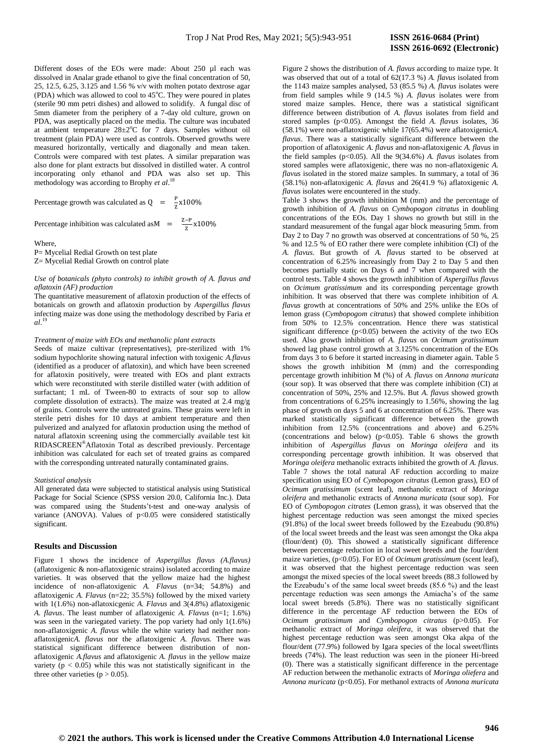Different doses of the EOs were made: About 250 µl each was dissolved in Analar grade ethanol to give the final concentration of 50, 25, 12.5, 6.25, 3.125 and 1.56 % v/v with molten potato dextrose agar (PDA) which was allowed to cool to 45°C. They were poured in plates (sterile 90 mm petri dishes) and allowed to solidify. A fungal disc of 5mm diameter from the periphery of a 7-day old culture, grown on PDA, was aseptically placed on the media. The culture was incubated at ambient temperature 28±2°C for 7 days. Samples without oil treatment (plain PDA) were used as controls. Observed growths were measured horizontally, vertically and diagonally and mean taken. Controls were compared with test plates. A similar preparation was also done for plant extracts but dissolved in distilled water. A control incorporating only ethanol and PDA was also set up. This methodology was according to Brophy *et al*.[18]

Percentage growth was calculated as $Q = \frac{P}{Z} x100\%$

Percentage inhibition was calculated as $M = \frac{Z-P}{Z} x100\%$

Where,

P= Mycelial Redial Growth on test plate

Z= Mycelial Redial Growth on control plate

*Use of botanicals (phyto controls) to inhibit growth of A. flavus and aflatoxin (AF) production*

The quantitative measurement of aflatoxin production of the effects of botanicals on growth and aflatoxin production by *Aspergillus flavus* infecting maize was done using the methodology described by Faria *et al*.[19]

*Treatment of maize with EOs and methanolic plant extracts*

Seeds of maize cultivar (representatives), pre-sterilized with 1% sodium hypochlorite showing natural infection with toxigenic *A.flavus* (identified as a producer of aflatoxin), and which have been screened for aflatoxin positively, were treated with EOs and plant extracts which were reconstituted with sterile distilled water (with addition of surfactant; 1 mL of Tween-80 to extracts of sour sop to allow complete dissolution of extracts). The maize was treated at 2.4 mg/g of grains. Controls were the untreated grains. These grains were left in sterile petri dishes for 10 days at ambient temperature and then pulverized and analyzed for aflatoxin production using the method of natural aflatoxin screening using the commercially available test kit RIDASCREEN®Aflatoxin Total as described previously. Percentage inhibition was calculated for each set of treated grains as compared with the corresponding untreated naturally contaminated grains.

*Statistical analysis*

All generated data were subjected to statistical analysis using Statistical Package for Social Science (SPSS version 20.0, California Inc.). Data was compared using the Students't-test and one-way analysis of variance (ANOVA). Values of $p<0.05$ were considered statistically significant.

## Results and Discussion

Figure 1 shows the incidence of *Aspergillus flavus (A.flavus)* (aflatoxigenic & non-aflatoxigenic strains) isolated according to maize varieties. It was observed that the yellow maize had the highest incidence of non-aflatoxigenic *A. Flavus* (n=34; 54.8%) and aflatoxigenic *A. Flavus* (n=22; 35.5%) followed by the mixed variety with 1(1.6%) non-aflatoxicgenic *A. Flavus* and 3(4.8%) aflatoxigenic *A. flavus*. The least number of aflatoxigenic *A. Flavus* (n=1; 1.6%) was seen in the variegated variety. The pop variety had only 1(1.6%) non-aflatoxigenic *A. flavus* while the white variety had neither non-aflatoxigenic*A. flavus* nor the aflatoxigenic *A. flavus.* There was statistical significant difference between distribution of non-aflatoxigenic *A.flavus* and aflatoxigenic *A. flavus* in the yellow maize variety ($p < 0.05$) while this was not statistically significant in the three other varieties ($p > 0.05$).

Figure 2 shows the distribution of *A. flavus* according to maize type. It was observed that out of a total of 62(17.3 %) *A. flavus* isolated from the 1143 maize samples analysed, 53 (85.5 %) *A. flavus* isolates were from field samples while 9 (14.5 %) *A. flavus* isolates were from stored maize samples. Hence, there was a statistical significant difference between distribution of *A. flavus* isolates from field and stored samples ($p<0.05$). Amongst the field *A. flavus* isolates, 36 (58.1%) were non-aflatoxigenic while 17(65.4%) were aflatoxigenic*A. flavus*. There was a statistically significant difference between the proportion of aflatoxigenic *A. flavus* and non-aflatoxigenic *A. flavus* in the field samples ($p<0.05$). All the 9(34.6%) *A. flavus* isolates from stored samples were aflatoxigenic, there was no non-aflatoxigenic *A. flavus* isolated in the stored maize samples. In summary, a total of 36 (58.1%) non-aflatoxigenic *A. flavus* and 26(41.9 %) aflatoxigenic *A. flavus* isolates were encountered in the study.

Table 3 shows the growth inhibition M (mm) and the percentage of growth inhibition of *A. flavus* on *Cymbopogon citratus* in doubling concentrations of the EOs. Day 1 shows no growth but still in the standard measurement of the fungal agar block measuring 5mm. from Day 2 to Day 7 no growth was observed at concentrations of 50 %, 25 % and 12.5 % of EO rather there were complete inhibition (CI) of the *A. flavus*. But growth of *A. flavus* started to be observed at concentration of 6.25% increasingly from Day 2 to Day 5 and then becomes partially static on Days 6 and 7 when compared with the control tests. Table 4 shows the growth inhibition of *Aspergillus flavus* on *Ocimum gratissimum* and its corresponding percentage growth inhibition. It was observed that there was complete inhibition of *A. flavus* growth at concentrations of 50% and 25% unlike the EOs of lemon grass (*Cymbopogom citratus*) that showed complete inhibition from 50% to 12.5% concentration. Hence there was statistical significant difference ($p<0.05$) between the activity of the two EOs used. Also growth inhibition of *A. flavus* on *Ocimum gratissimum* showed lag phase control growth at 3.125% concentration of the EOs from days 3 to 6 before it started increasing in diameter again. Table 5 shows the growth inhibition M (mm) and the corresponding percentage growth inhibition M (%) of *A. flavus* on *Annona muricata* (sour sop). It was observed that there was complete inhibition (CI) at concentration of 50%, 25% and 12.5%. But *A. flavus* showed growth from concentrations of 6.25% increasingly to 1.56%, showing the lag phase of growth on days 5 and 6 at concentration of 6.25%. There was marked statistically significant difference between the growth inhibition from 12.5% (concentrations and above) and 6.25% (concentrations and below) ($p<0.05$). Table 6 shows the growth inhibition of *Aspergillus flavus* on *Moringa oleifera* and its corresponding percentage growth inhibition. It was observed that *Moringa oleifera* methanolic extracts inhibited the growth of *A. flavus*. Table 7 shows the total natural AF reduction according to maize specification using EO of *Cymbopogon citratus* (Lemon grass), EO of *Ocimum gratissimum* (scent leaf), methanolic extract of *Moringa oleifera* and methanolic extracts of *Annona muricata* (sour sop). For EO of *Cymbopogon citrates* (Lemon grass), it was observed that the highest percentage reduction was seen amongst the mixed species (91.8%) of the local sweet breeds followed by the Ezeabudu (90.8%) of the local sweet breeds and the least was seen amongst the Oka akpa (flour/dent) (0). This showed a statistically significant difference between percentage reduction in local sweet breeds and the four/dent maize varieties, ($p<0.05$). For EO of *Ocimum gratissimum* (scent leaf), it was observed that the highest percentage reduction was seen amongst the mixed species of the local sweet breeds (88.3 followed by the Ezeabudu's of the same local sweet breeds (85.6 %) and the least percentage reduction was seen amongs the Amiacha's of the same local sweet breeds (5.8%). There was no statistically significant difference in the percentage AF reduction between the EOs of *Ocimum gratissimum* and *Cymbopogon citratus* ($p>0.05$). For methanolic extract of *Moringa oleifera*, it was observed that the highest percentage reduction was seen amongst Oka akpa of the flour/dent (77.9%) followed by Igara species of the local sweet/flints breeds (74%). The least reduction was seen in the pioneer Hi-breed (0). There was a statistically significant difference in the percentage AF reduction between the methanolic extracts of *Moringa oliefera* and *Annona muricata* ($p<0.05$). For methanol extracts of *Annona muricata*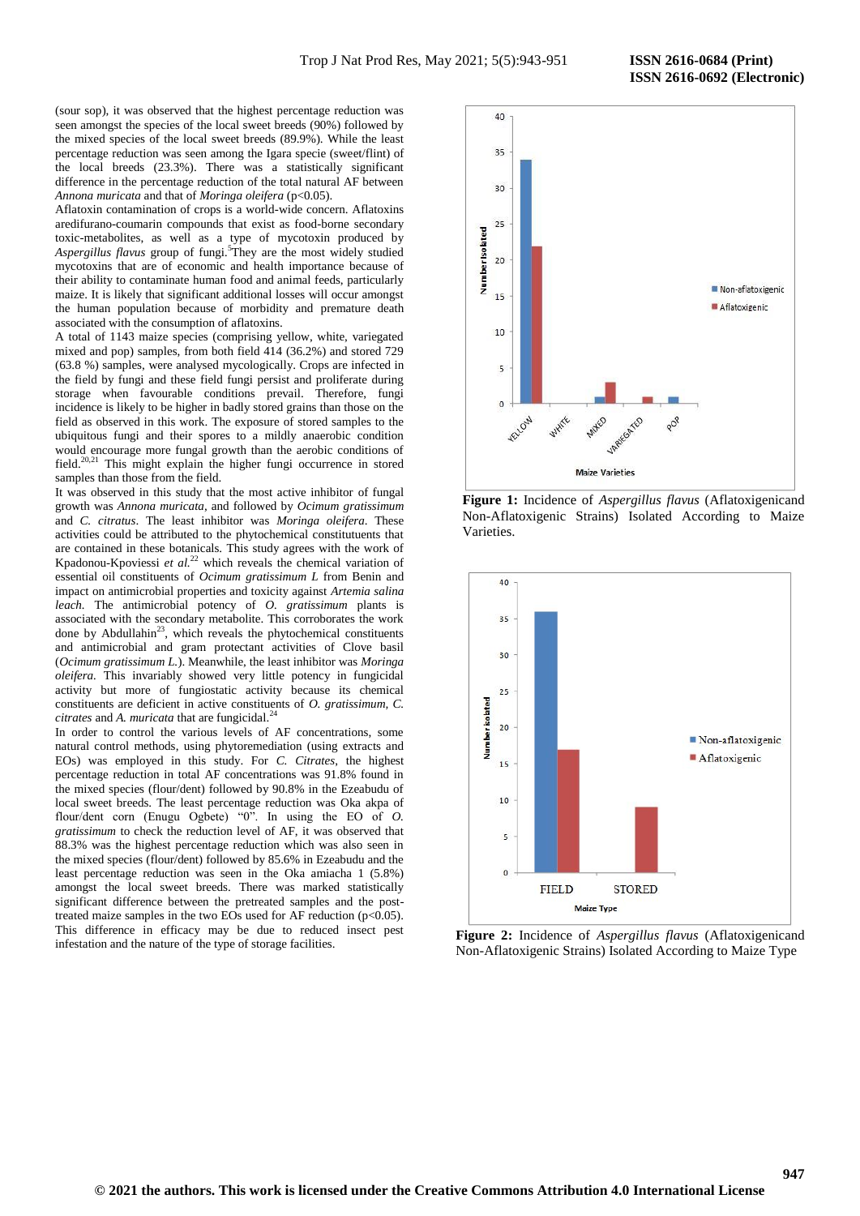(sour sop), it was observed that the highest percentage reduction was seen amongst the species of the local sweet breeds (90%) followed by the mixed species of the local sweet breeds (89.9%). While the least percentage reduction was seen among the Igara specie (sweet/flint) of the local breeds (23.3%). There was a statistically significant difference in the percentage reduction of the total natural AF between *Annona muricata* and that of *Moringa oleifera* ($p<0.05$).

Aflatoxin contamination of crops is a world-wide concern. Aflatoxins aredifurano-coumarin compounds that exist as food-borne secondary toxic-metabolites, as well as a type of mycotoxin produced by *Aspergillus flavus* group of fungi.[5]They are the most widely studied mycotoxins that are of economic and health importance because of their ability to contaminate human food and animal feeds, particularly maize. It is likely that significant additional losses will occur amongst the human population because of morbidity and premature death associated with the consumption of aflatoxins.

A total of 1143 maize species (comprising yellow, white, variegated mixed and pop) samples, from both field 414 (36.2%) and stored 729 (63.8 %) samples, were analysed mycologically. Crops are infected in the field by fungi and these field fungi persist and proliferate during storage when favourable conditions prevail. Therefore, fungi incidence is likely to be higher in badly stored grains than those on the field as observed in this work. The exposure of stored samples to the ubiquitous fungi and their spores to a mildly anaerobic condition would encourage more fungal growth than the aerobic conditions of field.[20,21] This might explain the higher fungi occurrence in stored samples than those from the field.

It was observed in this study that the most active inhibitor of fungal growth was *Annona muricata*, and followed by *Ocimum gratissimum* and *C. citratus*. The least inhibitor was *Moringa oleifera*. These activities could be attributed to the phytochemical constituents that are contained in these botanicals. This study agrees with the work of Kpadonou-Kpoviessi *et al.*[22] which reveals the chemical variation of essential oil constituents of *Ocimum gratissimum L* from Benin and impact on antimicrobial properties and toxicity against *Artemia salina leach*. The antimicrobial potency of *O. gratissimum* plants is associated with the secondary metabolite. This corroborates the work done by Abdullahin[23], which reveals the phytochemical constituents and antimicrobial and gram protectant activities of Clove basil (*Ocimum gratissimum L.*). Meanwhile, the least inhibitor was *Moringa oleifera*. This invariably showed very little potency in fungicidal activity but more of fungiostatic activity because its chemical constituents are deficient in active constituents of *O. gratissimum, C. citrates* and *A. muricata* that are fungicidal.[24]

In order to control the various levels of AF concentrations, some natural control methods, using phytoremediation (using extracts and EOs) was employed in this study. For *C. Citrates*, the highest percentage reduction in total AF concentrations was 91.8% found in the mixed species (flour/dent) followed by 90.8% in the Ezeabudu of local sweet breeds. The least percentage reduction was Oka akpa of flour/dent corn (Enugu Ogbete) "0". In using the EO of *O. gratissimum* to check the reduction level of AF, it was observed that 88.3% was the highest percentage reduction which was also seen in the mixed species (flour/dent) followed by 85.6% in Ezeabudu and the least percentage reduction was seen in the Oka amiacha 1 (5.8%) amongst the local sweet breeds. There was marked statistically significant difference between the pretreated samples and the post-treated maize samples in the two EOs used for AF reduction ($p<0.05$). This difference in efficacy may be due to reduced insect pest infestation and the nature of the type of storage facilities.

**Figure 1:** Incidence of *Aspergillus flavus* (Aflatoxigenicand Non-Aflatoxigenic Strains) Isolated According to Maize Varieties.

**Figure 2:** Incidence of *Aspergillus flavus* (Aflatoxigenicand Non-Aflatoxigenic Strains) Isolated According to Maize Type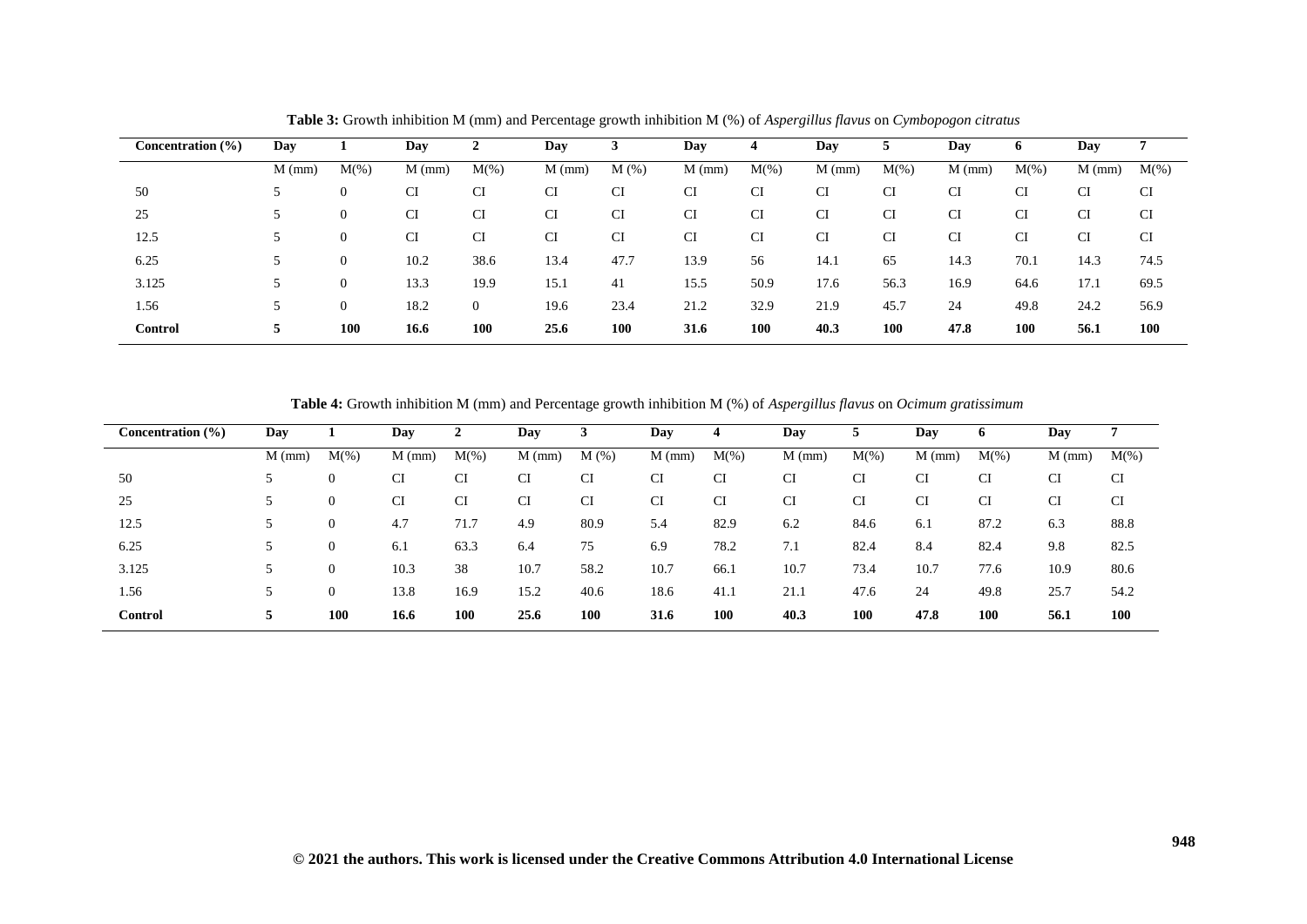**Table 3:** Growth inhibition M (mm) and Percentage growth inhibition M (%) of *Aspergillus flavus* on *Cymbopogon citratus*

| Concentration (%) | Day 1 | | Day 2 | | Day 3 | | Day 4 | | Day 5 | | Day 6 | | Day 7 | |
|---|---|---|---|---|---|---|---|---|---|---|---|---|---|---|
| | M (mm) | M(%) | M (mm) | M(%) | M (mm) | M (%) | M (mm) | M(%) | M (mm) | M(%) | M (mm) | M(%) | M (mm) | M(%) |
| 50 | 5 | 0 | CI | CI | CI | CI | CI | CI | CI | CI | CI | CI | CI | CI |
| 25 | 5 | 0 | CI | CI | CI | CI | CI | CI | CI | CI | CI | CI | CI | CI |
| 12.5 | 5 | 0 | CI | CI | CI | CI | CI | CI | CI | CI | CI | CI | CI | CI |
| 6.25 | 5 | 0 | 10.2 | 38.6 | 13.4 | 47.7 | 13.9 | 56 | 14.1 | 65 | 14.3 | 70.1 | 14.3 | 74.5 |
| 3.125 | 5 | 0 | 13.3 | 19.9 | 15.1 | 41 | 15.5 | 50.9 | 17.6 | 56.3 | 16.9 | 64.6 | 17.1 | 69.5 |
| 1.56 | 5 | 0 | 18.2 | 0 | 19.6 | 23.4 | 21.2 | 32.9 | 21.9 | 45.7 | 24 | 49.8 | 24.2 | 56.9 |
| **Control** | **5** | **100** | **16.6** | **100** | **25.6** | **100** | **31.6** | **100** | **40.3** | **100** | **47.8** | **100** | **56.1** | **100** |

**Table 4:** Growth inhibition M (mm) and Percentage growth inhibition M (%) of *Aspergillus flavus* on *Ocimum gratissimum*

| Concentration (%) | Day 1 | | Day 2 | | Day 3 | | Day 4 | | Day 5 | | Day 6 | | Day 7 | |
|---|---|---|---|---|---|---|---|---|---|---|---|---|---|---|
| | M (mm) | M(%) | M (mm) | M(%) | M (mm) | M (%) | M (mm) | M(%) | M (mm) | M(%) | M (mm) | M(%) | M (mm) | M(%) |
| 50 | 5 | 0 | CI | CI | CI | CI | CI | CI | CI | CI | CI | CI | CI | CI |
| 25 | 5 | 0 | CI | CI | CI | CI | CI | CI | CI | CI | CI | CI | CI | CI |
| 12.5 | 5 | 0 | 4.7 | 71.7 | 4.9 | 80.9 | 5.4 | 82.9 | 6.2 | 84.6 | 6.1 | 87.2 | 6.3 | 88.8 |
| 6.25 | 5 | 0 | 6.1 | 63.3 | 6.4 | 75 | 6.9 | 78.2 | 7.1 | 82.4 | 8.4 | 82.4 | 9.8 | 82.5 |
| 3.125 | 5 | 0 | 10.3 | 38 | 10.7 | 58.2 | 10.7 | 66.1 | 10.7 | 73.4 | 10.7 | 77.6 | 10.9 | 80.6 |
| 1.56 | 5 | 0 | 13.8 | 16.9 | 15.2 | 40.6 | 18.6 | 41.1 | 21.1 | 47.6 | 24 | 49.8 | 25.7 | 54.2 |
| **Control** | **5** | **100** | **16.6** | **100** | **25.6** | **100** | **31.6** | **100** | **40.3** | **100** | **47.8** | **100** | **56.1** | **100** |

**© 2021 the authors. This work is licensed under the Creative Commons Attribution 4.0 International License**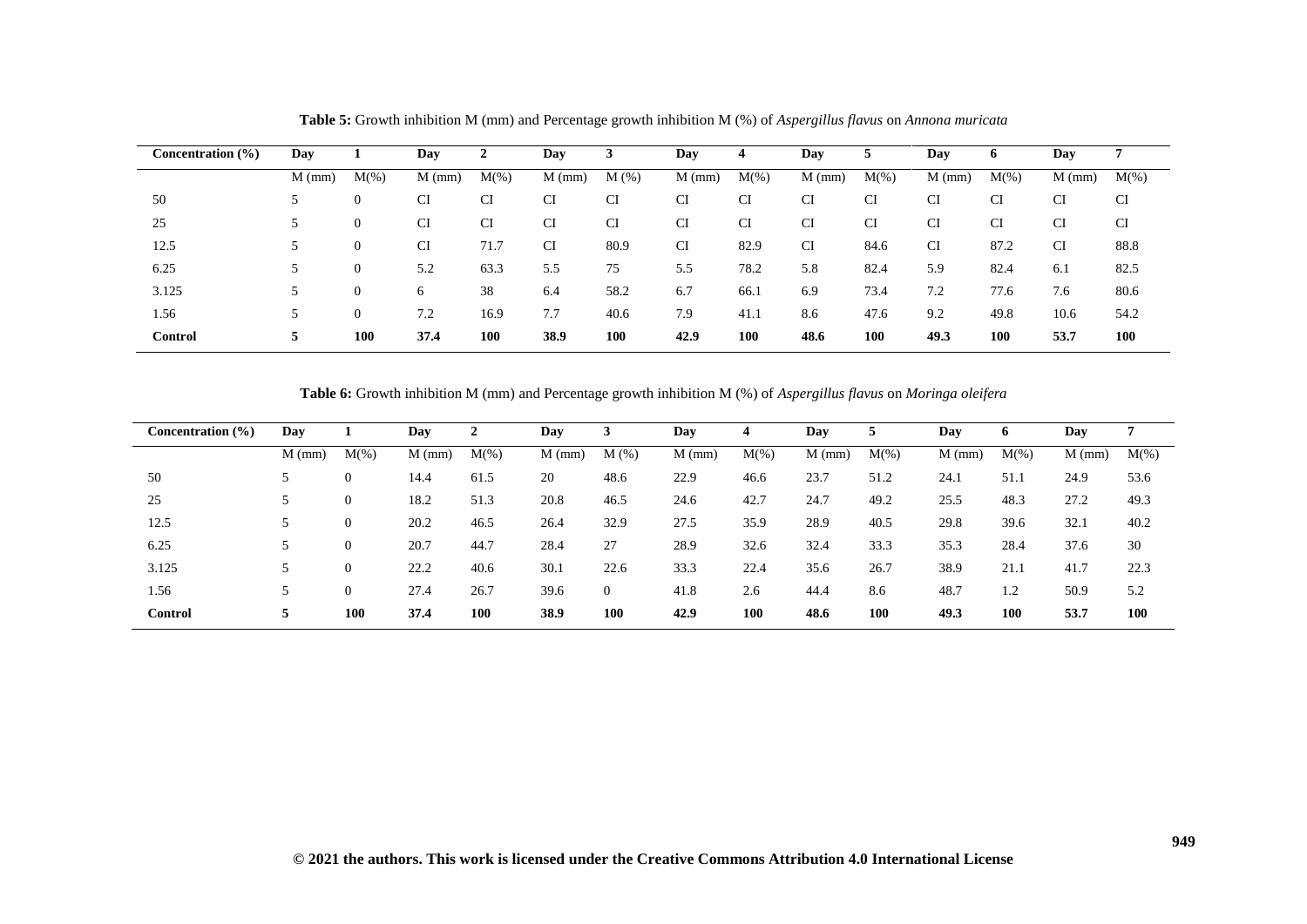**Table 5:** Growth inhibition M (mm) and Percentage growth inhibition M (%) of *Aspergillus flavus* on *Annona muricata*

| Concentration (%) | Day | 1 | Day | 2 | Day | 3 | Day | 4 | Day | 5 | Day | 6 | Day | 7 |
|---|---|---|---|---|---|---|---|---|---|---|---|---|---|---|
| | M (mm) | M(%) | M (mm) | M(%) | M (mm) | M (%) | M (mm) | M(%) | M (mm) | M(%) | M (mm) | M(%) | M (mm) | M(%) |
| 50 | 5 | 0 | CI | CI | CI | CI | CI | CI | CI | CI | CI | CI | CI | CI |
| 25 | 5 | 0 | CI | CI | CI | CI | CI | CI | CI | CI | CI | CI | CI | CI |
| 12.5 | 5 | 0 | CI | 71.7 | CI | 80.9 | CI | 82.9 | CI | 84.6 | CI | 87.2 | CI | 88.8 |
| 6.25 | 5 | 0 | 5.2 | 63.3 | 5.5 | 75 | 5.5 | 78.2 | 5.8 | 82.4 | 5.9 | 82.4 | 6.1 | 82.5 |
| 3.125 | 5 | 0 | 6 | 38 | 6.4 | 58.2 | 6.7 | 66.1 | 6.9 | 73.4 | 7.2 | 77.6 | 7.6 | 80.6 |
| 1.56 | 5 | 0 | 7.2 | 16.9 | 7.7 | 40.6 | 7.9 | 41.1 | 8.6 | 47.6 | 9.2 | 49.8 | 10.6 | 54.2 |
| **Control** | **5** | **100** | **37.4** | **100** | **38.9** | **100** | **42.9** | **100** | **48.6** | **100** | **49.3** | **100** | **53.7** | **100** |

**Table 6:** Growth inhibition M (mm) and Percentage growth inhibition M (%) of *Aspergillus flavus* on *Moringa oleifera*

| Concentration (%) | Day | 1 | Day | 2 | Day | 3 | Day | 4 | Day | 5 | Day | 6 | Day | 7 |
|---|---|---|---|---|---|---|---|---|---|---|---|---|---|---|
| | M (mm) | M(%) | M (mm) | M(%) | M (mm) | M (%) | M (mm) | M(%) | M (mm) | M(%) | M (mm) | M(%) | M (mm) | M(%) |
| 50 | 5 | 0 | 14.4 | 61.5 | 20 | 48.6 | 22.9 | 46.6 | 23.7 | 51.2 | 24.1 | 51.1 | 24.9 | 53.6 |
| 25 | 5 | 0 | 18.2 | 51.3 | 20.8 | 46.5 | 24.6 | 42.7 | 24.7 | 49.2 | 25.5 | 48.3 | 27.2 | 49.3 |
| 12.5 | 5 | 0 | 20.2 | 46.5 | 26.4 | 32.9 | 27.5 | 35.9 | 28.9 | 40.5 | 29.8 | 39.6 | 32.1 | 40.2 |
| 6.25 | 5 | 0 | 20.7 | 44.7 | 28.4 | 27 | 28.9 | 32.6 | 32.4 | 33.3 | 35.3 | 28.4 | 37.6 | 30 |
| 3.125 | 5 | 0 | 22.2 | 40.6 | 30.1 | 22.6 | 33.3 | 22.4 | 35.6 | 26.7 | 38.9 | 21.1 | 41.7 | 22.3 |
| 1.56 | 5 | 0 | 27.4 | 26.7 | 39.6 | 0 | 41.8 | 2.6 | 44.4 | 8.6 | 48.7 | 1.2 | 50.9 | 5.2 |
| **Control** | **5** | **100** | **37.4** | **100** | **38.9** | **100** | **42.9** | **100** | **48.6** | **100** | **49.3** | **100** | **53.7** | **100** |

**© 2021 the authors. This work is licensed under the Creative Commons Attribution 4.0 International License**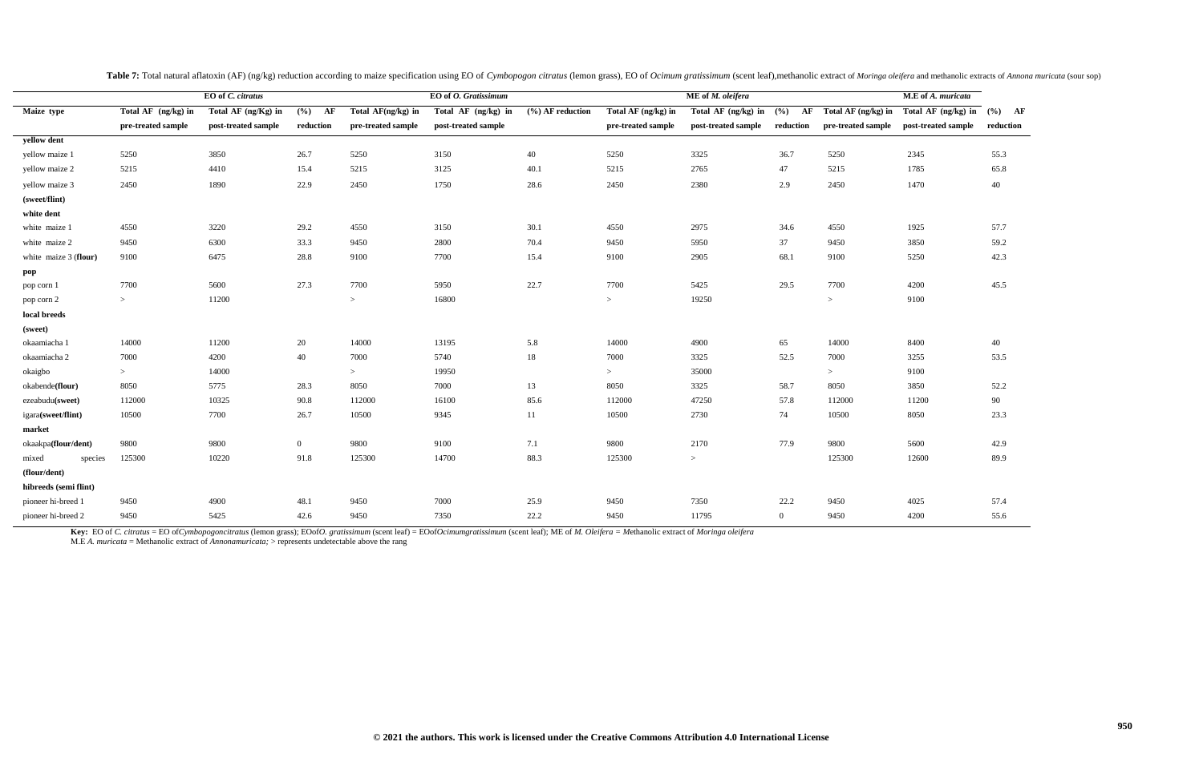**Table 7:** Total natural aflatoxin (AF) (ng/kg) reduction according to maize specification using EO of *Cymbopogon citratus* (lemon grass), EO of *Ocimum gratissimum* (scent leaf),methanolic extract of *Moringa oleifera* and methanolic extracts of *Annona muricata* (sour sop)

| | EO of *C. citratus* | | | EO of *O. Gratissimum* | | | ME of *M. oleifera* | | | M.E of *A. muricata* | | |
|---|---|---|---|---|---|---|---|---|---|---|---|---|
| **Maize type** | **Total AF (ng/kg) in pre-treated sample** | **Total AF (ng/Kg) in post-treated sample** | **(%) AF reduction** | **Total AF(ng/kg) in pre-treated sample** | **Total AF (ng/kg) in post-treated sample** | **(%) AF reduction** | **Total AF (ng/kg) in pre-treated sample** | **Total AF (ng/kg) in post-treated sample** | **(%) AF reduction** | **Total AF (ng/kg) in pre-treated sample** | **Total AF (ng/kg) in post-treated sample** | **(%) AF reduction** |
| **yellow dent** | | | | | | | | | | | | |
| yellow maize 1 | 5250 | 3850 | 26.7 | 5250 | 3150 | 40 | 5250 | 3325 | 36.7 | 5250 | 2345 | 55.3 |
| yellow maize 2 | 5215 | 4410 | 15.4 | 5215 | 3125 | 40.1 | 5215 | 2765 | 47 | 5215 | 1785 | 65.8 |
| yellow maize 3 | 2450 | 1890 | 22.9 | 2450 | 1750 | 28.6 | 2450 | 2380 | 2.9 | 2450 | 1470 | 40 |
| **(sweet/flint)** | | | | | | | | | | | | |
| **white dent** | | | | | | | | | | | | |
| white maize 1 | 4550 | 3220 | 29.2 | 4550 | 3150 | 30.1 | 4550 | 2975 | 34.6 | 4550 | 1925 | 57.7 |
| white maize 2 | 9450 | 6300 | 33.3 | 9450 | 2800 | 70.4 | 9450 | 5950 | 37 | 9450 | 3850 | 59.2 |
| white maize 3 (**flour**) | 9100 | 6475 | 28.8 | 9100 | 7700 | 15.4 | 9100 | 2905 | 68.1 | 9100 | 5250 | 42.3 |
| **pop** | | | | | | | | | | | | |
| pop corn 1 | 7700 | 5600 | 27.3 | 7700 | 5950 | 22.7 | 7700 | 5425 | 29.5 | 7700 | 4200 | 45.5 |
| pop corn 2 | > | 11200 | | > | 16800 | | > | 19250 | | > | 9100 | |
| **local breeds** | | | | | | | | | | | | |
| **(sweet)** | | | | | | | | | | | | |
| okaamiacha 1 | 14000 | 11200 | 20 | 14000 | 13195 | 5.8 | 14000 | 4900 | 65 | 14000 | 8400 | 40 |
| okaamiacha 2 | 7000 | 4200 | 40 | 7000 | 5740 | 18 | 7000 | 3325 | 52.5 | 7000 | 3255 | 53.5 |
| okaigbo | > | 14000 | | > | 19950 | | > | 35000 | | > | 9100 | |
| okabende(**flour**) | 8050 | 5775 | 28.3 | 8050 | 7000 | 13 | 8050 | 3325 | 58.7 | 8050 | 3850 | 52.2 |
| ezeabudu(**sweet**) | 112000 | 10325 | 90.8 | 112000 | 16100 | 85.6 | 112000 | 47250 | 57.8 | 112000 | 11200 | 90 |
| igara(**sweet/flint**) | 10500 | 7700 | 26.7 | 10500 | 9345 | 11 | 10500 | 2730 | 74 | 10500 | 8050 | 23.3 |
| **market** | | | | | | | | | | | | |
| okaakpa(**flour/dent**) | 9800 | 9800 | 0 | 9800 | 9100 | 7.1 | 9800 | 2170 | 77.9 | 9800 | 5600 | 42.9 |
| mixed species | 125300 | 10220 | 91.8 | 125300 | 14700 | 88.3 | 125300 | > | | 125300 | 12600 | 89.9 |
| **(flour/dent)** | | | | | | | | | | | | |
| **hibreeds (semi flint)** | | | | | | | | | | | | |
| pioneer hi-breed 1 | 9450 | 4900 | 48.1 | 9450 | 7000 | 25.9 | 9450 | 7350 | 22.2 | 9450 | 4025 | 57.4 |
| pioneer hi-breed 2 | 9450 | 5425 | 42.6 | 9450 | 7350 | 22.2 | 9450 | 11795 | 0 | 9450 | 4200 | 55.6 |

**Key:** EO of *C. citratus* = EO of*Cymbopogoncitratus* (lemon grass); EOof*O. gratissimum* (scent leaf) = EOof*Ocimumgratissimum* (scent leaf); ME of *M. Oleifera* = Methanolic extract of *Moringa oleifera*
M.E *A. muricata* = Methanolic extract of *Annonamuricata;* > represents undetectable above the rang

**© 2021 the authors. This work is licensed under the Creative Commons Attribution 4.0 International License**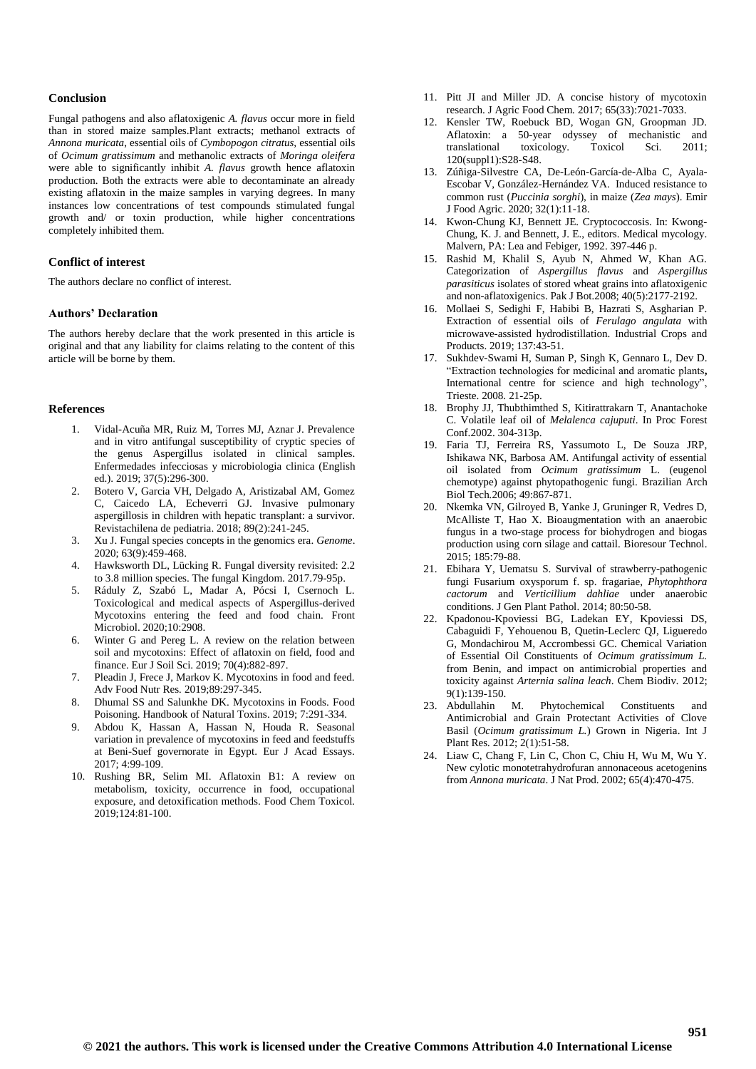## Conclusion

Fungal pathogens and also aflatoxigenic *A. flavus* occur more in field than in stored maize samples.Plant extracts; methanol extracts of *Annona muricata*, essential oils of *Cymbopogon citratus*, essential oils of *Ocimum gratissimum* and methanolic extracts of *Moringa oleifera* were able to significantly inhibit *A. flavus* growth hence aflatoxin production. Both the extracts were able to decontaminate an already existing aflatoxin in the maize samples in varying degrees. In many instances low concentrations of test compounds stimulated fungal growth and/ or toxin production, while higher concentrations completely inhibited them.

## Conflict of interest

The authors declare no conflict of interest.

## Authors' Declaration

The authors hereby declare that the work presented in this article is original and that any liability for claims relating to the content of this article will be borne by them.

## References

1. Vidal-Acuña MR, Ruiz M, Torres MJ, Aznar J. Prevalence and in vitro antifungal susceptibility of cryptic species of the genus Aspergillus isolated in clinical samples. Enfermedades infecciosas y microbiologia clinica (English ed.). 2019; 37(5):296-300.
2. Botero V, Garcia VH, Delgado A, Aristizabal AM, Gomez C, Caicedo LA, Echeverri GJ. Invasive pulmonary aspergillosis in children with hepatic transplant: a survivor. Revistachilena de pediatria. 2018; 89(2):241-245.
3. Xu J. Fungal species concepts in the genomics era. *Genome*. 2020; 63(9):459-468.
4. Hawksworth DL, Lücking R. Fungal diversity revisited: 2.2 to 3.8 million species. The fungal Kingdom. 2017.79-95p.
5. Ráduly Z, Szabó L, Madar A, Pócsi I, Csernoch L. Toxicological and medical aspects of Aspergillus-derived Mycotoxins entering the feed and food chain. Front Microbiol. 2020;10:2908.
6. Winter G and Pereg L. A review on the relation between soil and mycotoxins: Effect of aflatoxin on field, food and finance. Eur J Soil Sci. 2019; 70(4):882-897.
7. Pleadin J, Frece J, Markov K. Mycotoxins in food and feed. Adv Food Nutr Res. 2019;89:297-345.
8. Dhumal SS and Salunkhe DK. Mycotoxins in Foods. Food Poisoning. Handbook of Natural Toxins. 2019; 7:291-334.
9. Abdou K, Hassan A, Hassan N, Houda R. Seasonal variation in prevalence of mycotoxins in feed and feedstuffs at Beni-Suef governorate in Egypt. Eur J Acad Essays. 2017; 4:99-109.
10. Rushing BR, Selim MI. Aflatoxin B1: A review on metabolism, toxicity, occurrence in food, occupational exposure, and detoxification methods. Food Chem Toxicol. 2019;124:81-100.
11. Pitt JI and Miller JD. A concise history of mycotoxin research. J Agric Food Chem. 2017; 65(33):7021-7033.
12. Kensler TW, Roebuck BD, Wogan GN, Groopman JD. Aflatoxin: a 50-year odyssey of mechanistic and translational toxicology. Toxicol Sci. 2011; 120(suppl1):S28-S48.
13. Zúñiga-Silvestre CA, De-León-García-de-Alba C, Ayala-Escobar V, González-Hernández VA. Induced resistance to common rust (*Puccinia sorghi*), in maize (*Zea mays*). Emir J Food Agric. 2020; 32(1):11-18.
14. Kwon-Chung KJ, Bennett JE. Cryptococcosis. In: Kwong-Chung, K. J. and Bennett, J. E., editors. Medical mycology. Malvern, PA: Lea and Febiger, 1992. 397-446 p.
15. Rashid M, Khalil S, Ayub N, Ahmed W, Khan AG. Categorization of *Aspergillus flavus* and *Aspergillus parasiticus* isolates of stored wheat grains into aflatoxigenic and non-aflatoxigenics. Pak J Bot.2008; 40(5):2177-2192.
16. Mollaei S, Sedighi F, Habibi B, Hazrati S, Asgharian P. Extraction of essential oils of *Ferulago angulata* with microwave-assisted hydrodistillation. Industrial Crops and Products. 2019; 137:43-51.
17. Sukhdev-Swami H, Suman P, Singh K, Gennaro L, Dev D. "Extraction technologies for medicinal and aromatic plants**,** International centre for science and high technology", Trieste. 2008. 21-25p.
18. Brophy JJ, Thubthimthed S, Kitirattrakarn T, Anantachoke C. Volatile leaf oil of *Melalenca cajuputi*. In Proc Forest Conf.2002. 304-313p.
19. Faria TJ, Ferreira RS, Yassumoto L, De Souza JRP, Ishikawa NK, Barbosa AM. Antifungal activity of essential oil isolated from *Ocimum gratissimum* L. (eugenol chemotype) against phytopathogenic fungi. Brazilian Arch Biol Tech.2006; 49:867-871.
20. Nkemka VN, Gilroyed B, Yanke J, Gruninger R, Vedres D, McAlliste T, Hao X. Bioaugmentation with an anaerobic fungus in a two-stage process for biohydrogen and biogas production using corn silage and cattail. Bioresour Technol. 2015; 185:79-88.
21. Ebihara Y, Uematsu S. Survival of strawberry-pathogenic fungi Fusarium oxysporum f. sp. fragariae, *Phytophthora cactorum* and *Verticillium dahliae* under anaerobic conditions. J Gen Plant Pathol. 2014; 80:50-58.
22. Kpadonou-Kpoviessi BG, Ladekan EY, Kpoviessi DS, Cabaguidi F, Yehouenou B, Quetin-Leclerc QJ, Liguereddo G, Mondachirou M, Accrombessi GC. Chemical Variation of Essential Oil Constituents of *Ocimum gratissimum L.* from Benin, and impact on antimicrobial properties and toxicity against *Arternia salina leach*. Chem Biodiv. 2012; 9(1):139-150.
23. Abdullahin M. Phytochemical Constituents and Antimicrobial and Grain Protectant Activities of Clove Basil (*Ocimum gratissimum L.*) Grown in Nigeria. Int J Plant Res. 2012; 2(1):51-58.
24. Liaw C, Chang F, Lin C, Chon C, Chiu H, Wu M, Wu Y. New cylotic monotetrahydrofuran annonaceous acetogenins from *Annona muricata*. J Nat Prod. 2002; 65(4):470-475.

**© 2021 the authors. This work is licensed under the Creative Commons Attribution 4.0 International License**